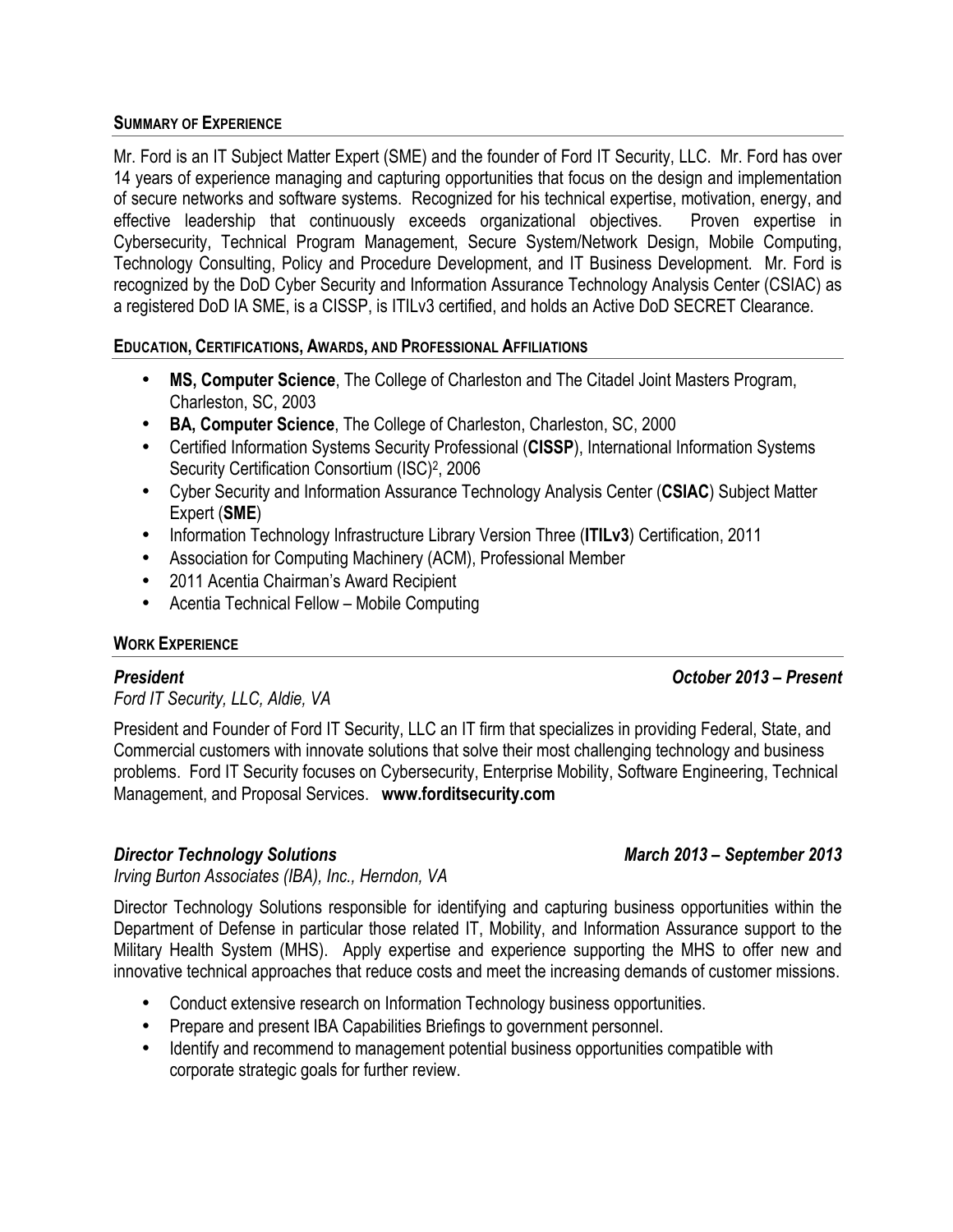## Summary of Experience

Mr. Ford is an IT Subject Matter Expert (SME) and the founder of Ford IT Security, LLC. Mr. Ford has over 14 years of experience managing and capturing opportunities that focus on the design and implementation of secure networks and software systems. Recognized for his technical expertise, motivation, energy, and effective leadership that continuously exceeds organizational objectives. Proven expertise in Cybersecurity, Technical Program Management, Secure System/Network Design, Mobile Computing, Technology Consulting, Policy and Procedure Development, and IT Business Development. Mr. Ford is recognized by the DoD Cyber Security and Information Assurance Technology Analysis Center (CSIAC) as a registered DoD IA SME, is a CISSP, is ITILv3 certified, and holds an Active DoD SECRET Clearance.

## Education, Certifications, Awards, and Professional Affiliations

- **MS, Computer Science**, The College of Charleston and The Citadel Joint Masters Program, Charleston, SC, 2003
- **BA, Computer Science**, The College of Charleston, Charleston, SC, 2000
- Certified Information Systems Security Professional (**CISSP**), International Information Systems Security Certification Consortium (ISC)², 2006
- Cyber Security and Information Assurance Technology Analysis Center (**CSIAC**) Subject Matter Expert (**SME**)
- Information Technology Infrastructure Library Version Three (**ITILv3**) Certification, 2011
- Association for Computing Machinery (ACM), Professional Member
- 2011 Acentia Chairman's Award Recipient
- Acentia Technical Fellow – Mobile Computing

## Work Experience

***President*** — ***October 2013 – Present***
*Ford IT Security, LLC, Aldie, VA*

President and Founder of Ford IT Security, LLC an IT firm that specializes in providing Federal, State, and Commercial customers with innovate solutions that solve their most challenging technology and business problems. Ford IT Security focuses on Cybersecurity, Enterprise Mobility, Software Engineering, Technical Management, and Proposal Services. **www.forditsecurity.com**

***Director Technology Solutions*** — ***March 2013 – September 2013***
*Irving Burton Associates (IBA), Inc., Herndon, VA*

Director Technology Solutions responsible for identifying and capturing business opportunities within the Department of Defense in particular those related IT, Mobility, and Information Assurance support to the Military Health System (MHS). Apply expertise and experience supporting the MHS to offer new and innovative technical approaches that reduce costs and meet the increasing demands of customer missions.

- Conduct extensive research on Information Technology business opportunities.
- Prepare and present IBA Capabilities Briefings to government personnel.
- Identify and recommend to management potential business opportunities compatible with corporate strategic goals for further review.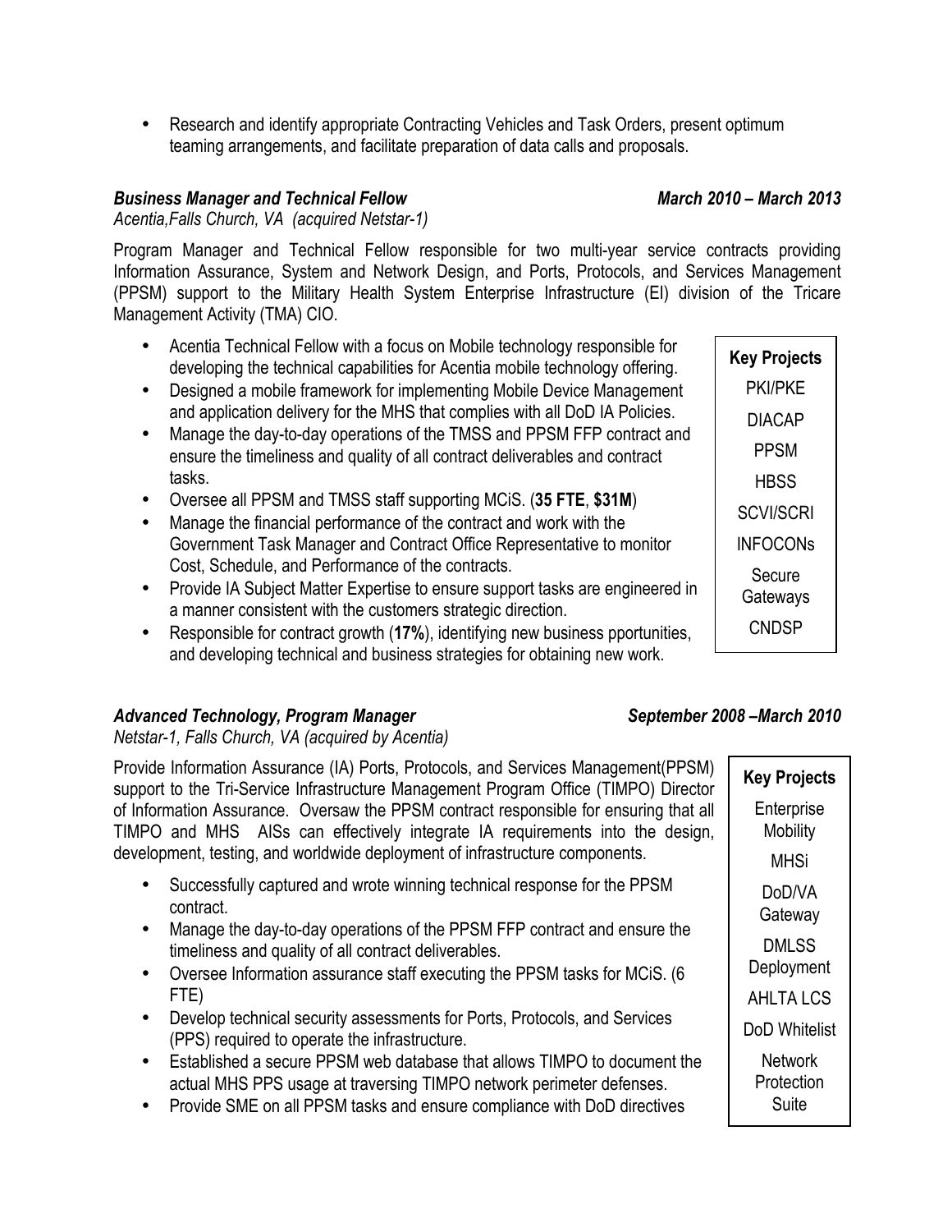- Research and identify appropriate Contracting Vehicles and Task Orders, present optimum teaming arrangements, and facilitate preparation of data calls and proposals.

***Business Manager and Technical Fellow*** ***March 2010 – March 2013***
*Acentia,Falls Church, VA (acquired Netstar-1)*

Program Manager and Technical Fellow responsible for two multi-year service contracts providing Information Assurance, System and Network Design, and Ports, Protocols, and Services Management (PPSM) support to the Military Health System Enterprise Infrastructure (EI) division of the Tricare Management Activity (TMA) CIO.

- Acentia Technical Fellow with a focus on Mobile technology responsible for developing the technical capabilities for Acentia mobile technology offering.
- Designed a mobile framework for implementing Mobile Device Management and application delivery for the MHS that complies with all DoD IA Policies.
- Manage the day-to-day operations of the TMSS and PPSM FFP contract and ensure the timeliness and quality of all contract deliverables and contract tasks.
- Oversee all PPSM and TMSS staff supporting MCiS. (**35 FTE**, **$31M**)
- Manage the financial performance of the contract and work with the Government Task Manager and Contract Office Representative to monitor Cost, Schedule, and Performance of the contracts.
- Provide IA Subject Matter Expertise to ensure support tasks are engineered in a manner consistent with the customers strategic direction.
- Responsible for contract growth (**17%**), identifying new business pportunities, and developing technical and business strategies for obtaining new work.

**Key Projects**

- PKI/PKE
- DIACAP
- PPSM
- HBSS
- SCVI/SCRI
- INFOCONs
- Secure Gateways
- CNDSP

***Advanced Technology, Program Manager*** ***September 2008 –March 2010***
*Netstar-1, Falls Church, VA (acquired by Acentia)*

Provide Information Assurance (IA) Ports, Protocols, and Services Management(PPSM) support to the Tri-Service Infrastructure Management Program Office (TIMPO) Director of Information Assurance. Oversaw the PPSM contract responsible for ensuring that all TIMPO and MHS AISs can effectively integrate IA requirements into the design, development, testing, and worldwide deployment of infrastructure components.

- Successfully captured and wrote winning technical response for the PPSM contract.
- Manage the day-to-day operations of the PPSM FFP contract and ensure the timeliness and quality of all contract deliverables.
- Oversee Information assurance staff executing the PPSM tasks for MCiS. (6 FTE)
- Develop technical security assessments for Ports, Protocols, and Services (PPS) required to operate the infrastructure.
- Established a secure PPSM web database that allows TIMPO to document the actual MHS PPS usage at traversing TIMPO network perimeter defenses.
- Provide SME on all PPSM tasks and ensure compliance with DoD directives

**Key Projects**

- Enterprise Mobility
- MHSi
- DoD/VA Gateway
- DMLSS Deployment
- AHLTA LCS
- DoD Whitelist
- Network Protection Suite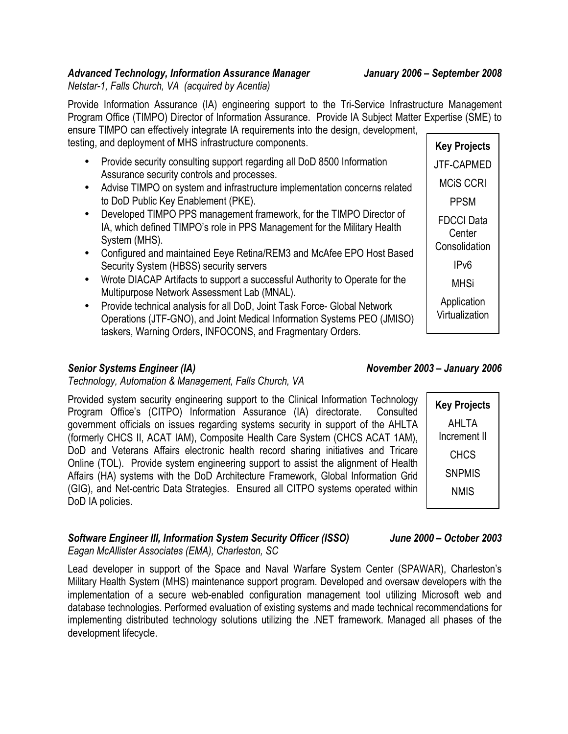***Advanced Technology, Information Assurance Manager*** ***January 2006 – September 2008***

*Netstar-1, Falls Church, VA (acquired by Acentia)*

Provide Information Assurance (IA) engineering support to the Tri-Service Infrastructure Management Program Office (TIMPO) Director of Information Assurance. Provide IA Subject Matter Expertise (SME) to ensure TIMPO can effectively integrate IA requirements into the design, development, testing, and deployment of MHS infrastructure components.

- Provide security consulting support regarding all DoD 8500 Information Assurance security controls and processes.
- Advise TIMPO on system and infrastructure implementation concerns related to DoD Public Key Enablement (PKE).
- Developed TIMPO PPS management framework, for the TIMPO Director of IA, which defined TIMPO's role in PPS Management for the Military Health System (MHS).
- Configured and maintained Eeye Retina/REM3 and McAfee EPO Host Based Security System (HBSS) security servers
- Wrote DIACAP Artifacts to support a successful Authority to Operate for the Multipurpose Network Assessment Lab (MNAL).
- Provide technical analysis for all DoD, Joint Task Force- Global Network Operations (JTF-GNO), and Joint Medical Information Systems PEO (JMISO) taskers, Warning Orders, INFOCONS, and Fragmentary Orders.

| **Key Projects** |
|---|
| JTF-CAPMED |
| MCiS CCRI |
| PPSM |
| FDCCI Data Center Consolidation |
| IPv6 |
| MHSi |
| Application Virtualization |

***Senior Systems Engineer (IA)*** ***November 2003 – January 2006***

*Technology, Automation & Management, Falls Church, VA*

Provided system security engineering support to the Clinical Information Technology Program Office's (CITPO) Information Assurance (IA) directorate. Consulted government officials on issues regarding systems security in support of the AHLTA (formerly CHCS II, ACAT IAM), Composite Health Care System (CHCS ACAT 1AM), DoD and Veterans Affairs electronic health record sharing initiatives and Tricare Online (TOL). Provide system engineering support to assist the alignment of Health Affairs (HA) systems with the DoD Architecture Framework, Global Information Grid (GIG), and Net-centric Data Strategies. Ensured all CITPO systems operated within DoD IA policies.

| **Key Projects** |
|---|
| AHLTA Increment II |
| CHCS |
| SNPMIS |
| NMIS |

***Software Engineer III, Information System Security Officer (ISSO)*** ***June 2000 – October 2003***

*Eagan McAllister Associates (EMA), Charleston, SC*

Lead developer in support of the Space and Naval Warfare System Center (SPAWAR), Charleston's Military Health System (MHS) maintenance support program. Developed and oversaw developers with the implementation of a secure web-enabled configuration management tool utilizing Microsoft web and database technologies. Performed evaluation of existing systems and made technical recommendations for implementing distributed technology solutions utilizing the .NET framework. Managed all phases of the development lifecycle.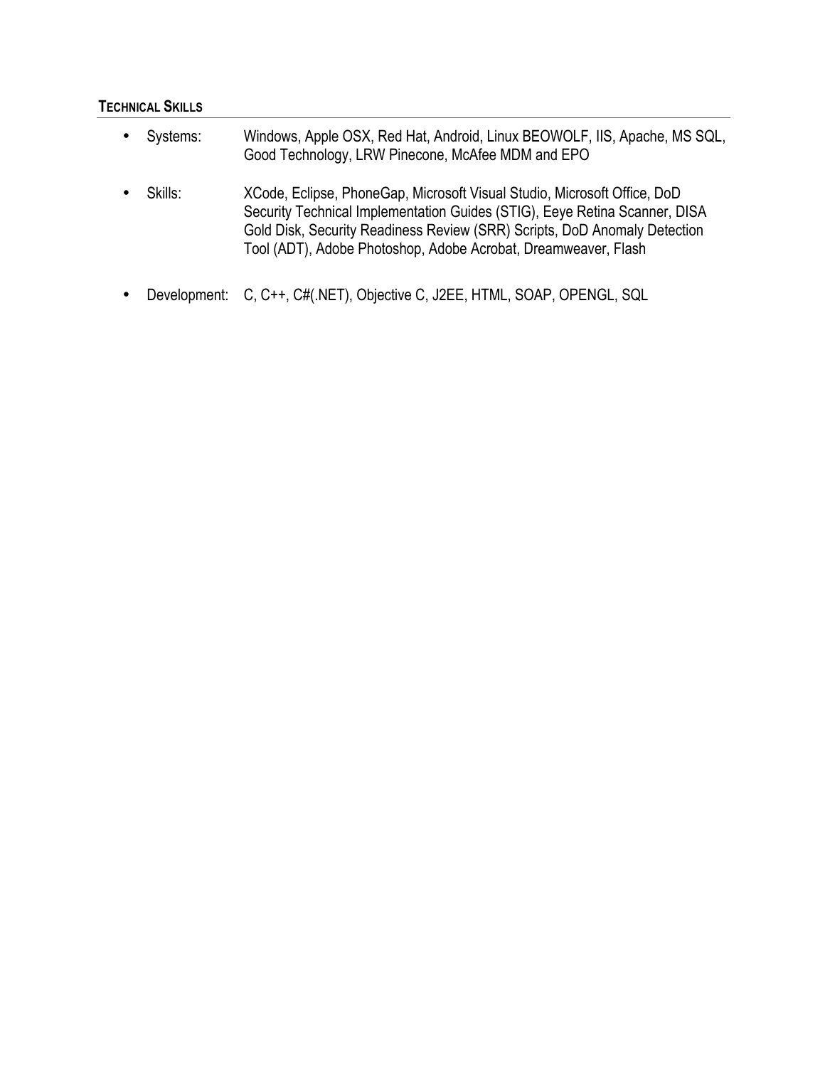## TECHNICAL SKILLS

- Systems: Windows, Apple OSX, Red Hat, Android, Linux BEOWOLF, IIS, Apache, MS SQL, Good Technology, LRW Pinecone, McAfee MDM and EPO
- Skills: XCode, Eclipse, PhoneGap, Microsoft Visual Studio, Microsoft Office, DoD Security Technical Implementation Guides (STIG), Eeye Retina Scanner, DISA Gold Disk, Security Readiness Review (SRR) Scripts, DoD Anomaly Detection Tool (ADT), Adobe Photoshop, Adobe Acrobat, Dreamweaver, Flash
- Development: C, C++, C#(.NET), Objective C, J2EE, HTML, SOAP, OPENGL, SQL